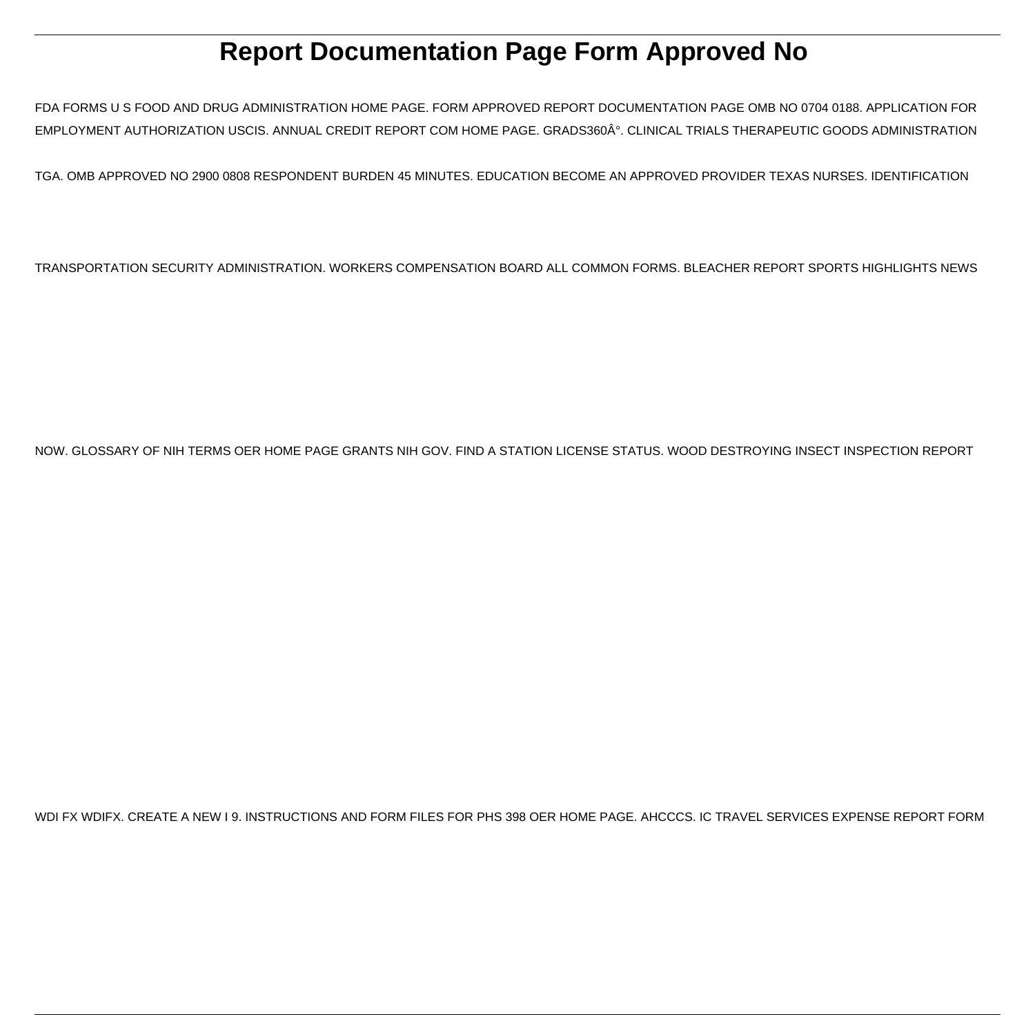# Report Documentation Page Form Approved No

FDA FORMS U S FOOD AND DRUG ADMINISTRATION HOME PAGE. FORM APPROVED REPORT DOCUMENTATION PAGE OMB NO 0704 0188. APPLICATION FOR EMPLOYMENT AUTHORIZATION USCIS. ANNUAL CREDIT REPORT COM HOME PAGE. GRADS360Â°. CLINICAL TRIALS THERAPEUTIC GOODS ADMINISTRATION TGA. OMB APPROVED NO 2900 0808 RESPONDENT BURDEN 45 MINUTES. EDUCATION BECOME AN APPROVED PROVIDER TEXAS NURSES. IDENTIFICATION TRANSPORTATION SECURITY ADMINISTRATION. WORKERS COMPENSATION BOARD ALL COMMON FORMS. BLEACHER REPORT SPORTS HIGHLIGHTS NEWS NOW. GLOSSARY OF NIH TERMS OER HOME PAGE GRANTS NIH GOV. FIND A STATION LICENSE STATUS. WOOD DESTROYING INSECT INSPECTION REPORT WDI FX WDIFX. CREATE A NEW I 9. INSTRUCTIONS AND FORM FILES FOR PHS 398 OER HOME PAGE. AHCCCS. IC TRAVEL SERVICES EXPENSE REPORT FORM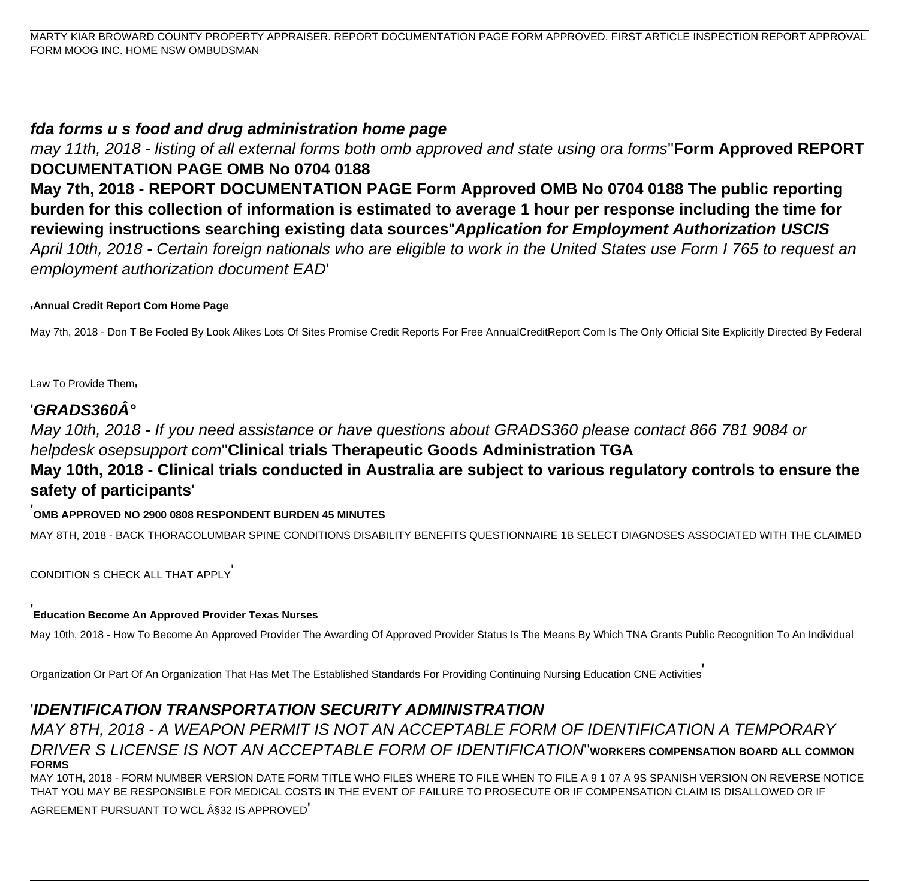MARTY KIAR BROWARD COUNTY PROPERTY APPRAISER. REPORT DOCUMENTATION PAGE FORM APPROVED. FIRST ARTICLE INSPECTION REPORT APPROVAL FORM MOOG INC. HOME NSW OMBUDSMAN

**_fda forms u s food and drug administration home page_**

_may 11th, 2018 - listing of all external forms both omb approved and state using ora forms_''**Form Approved REPORT DOCUMENTATION PAGE OMB No 0704 0188**

**May 7th, 2018 - REPORT DOCUMENTATION PAGE Form Approved OMB No 0704 0188 The public reporting burden for this collection of information is estimated to average 1 hour per response including the time for reviewing instructions searching existing data sources**''**_Application for Employment Authorization USCIS_**

_April 10th, 2018 - Certain foreign nationals who are eligible to work in the United States use Form I 765 to request an employment authorization document EAD_'

'**Annual Credit Report Com Home Page**

May 7th, 2018 - Don T Be Fooled By Look Alikes Lots Of Sites Promise Credit Reports For Free AnnualCreditReport Com Is The Only Official Site Explicitly Directed By Federal Law To Provide Them'

'**_GRADS360Â°_**

_May 10th, 2018 - If you need assistance or have questions about GRADS360 please contact 866 781 9084 or helpdesk osepsupport com_''**Clinical trials Therapeutic Goods Administration TGA**

**May 10th, 2018 - Clinical trials conducted in Australia are subject to various regulatory controls to ensure the safety of participants**'

'**OMB APPROVED NO 2900 0808 RESPONDENT BURDEN 45 MINUTES**

MAY 8TH, 2018 - BACK THORACOLUMBAR SPINE CONDITIONS DISABILITY BENEFITS QUESTIONNAIRE 1B SELECT DIAGNOSES ASSOCIATED WITH THE CLAIMED CONDITION S CHECK ALL THAT APPLY'

'**Education Become An Approved Provider Texas Nurses**

May 10th, 2018 - How To Become An Approved Provider The Awarding Of Approved Provider Status Is The Means By Which TNA Grants Public Recognition To An Individual Organization Or Part Of An Organization That Has Met The Established Standards For Providing Continuing Nursing Education CNE Activities'

'**_IDENTIFICATION TRANSPORTATION SECURITY ADMINISTRATION_**

_MAY 8TH, 2018 - A WEAPON PERMIT IS NOT AN ACCEPTABLE FORM OF IDENTIFICATION A TEMPORARY DRIVER S LICENSE IS NOT AN ACCEPTABLE FORM OF IDENTIFICATION_''**WORKERS COMPENSATION BOARD ALL COMMON FORMS**

MAY 10TH, 2018 - FORM NUMBER VERSION DATE FORM TITLE WHO FILES WHERE TO FILE WHEN TO FILE A 9 1 07 A 9S SPANISH VERSION ON REVERSE NOTICE THAT YOU MAY BE RESPONSIBLE FOR MEDICAL COSTS IN THE EVENT OF FAILURE TO PROSECUTE OR IF COMPENSATION CLAIM IS DISALLOWED OR IF AGREEMENT PURSUANT TO WCL Â§32 IS APPROVED'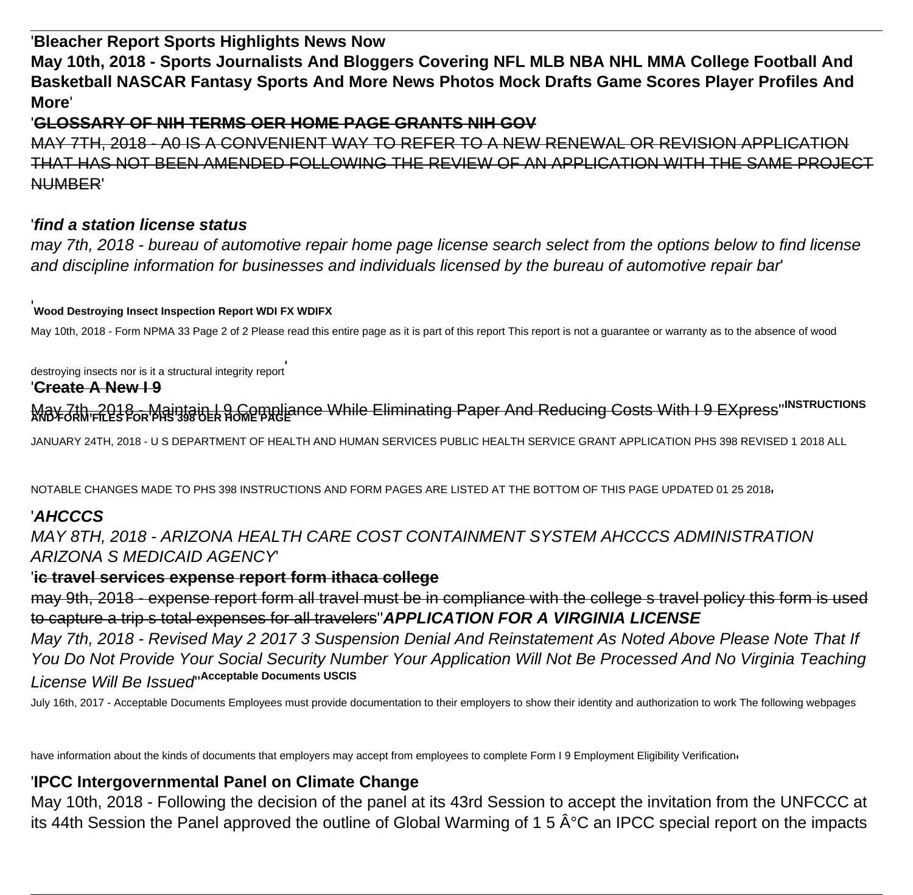'**Bleacher Report Sports Highlights News Now**

**May 10th, 2018 - Sports Journalists And Bloggers Covering NFL MLB NBA NHL MMA College Football And Basketball NASCAR Fantasy Sports And More News Photos Mock Drafts Game Scores Player Profiles And More**'

'~~**GLOSSARY OF NIH TERMS OER HOME PAGE GRANTS NIH GOV**~~

~~MAY 7TH, 2018 - A0 IS A CONVENIENT WAY TO REFER TO A NEW RENEWAL OR REVISION APPLICATION THAT HAS NOT BEEN AMENDED FOLLOWING THE REVIEW OF AN APPLICATION WITH THE SAME PROJECT NUMBER~~'

'***find a station license status***

*may 7th, 2018 - bureau of automotive repair home page license search select from the options below to find license and discipline information for businesses and individuals licensed by the bureau of automotive repair bar*'

'**Wood Destroying Insect Inspection Report WDI FX WDIFX**

May 10th, 2018 - Form NPMA 33 Page 2 of 2 Please read this entire page as it is part of this report This report is not a guarantee or warranty as to the absence of wood destroying insects nor is it a structural integrity report'

'~~**Create A New I 9**~~

~~May 7th, 2018 - Maintain I 9 Compliance While Eliminating Paper And Reducing Costs With I 9 EXpress~~''**INSTRUCTIONS AND FORM FILES FOR PHS 398 OER HOME PAGE**

JANUARY 24TH, 2018 - U S DEPARTMENT OF HEALTH AND HUMAN SERVICES PUBLIC HEALTH SERVICE GRANT APPLICATION PHS 398 REVISED 1 2018 ALL NOTABLE CHANGES MADE TO PHS 398 INSTRUCTIONS AND FORM PAGES ARE LISTED AT THE BOTTOM OF THIS PAGE UPDATED 01 25 2018'

'***AHCCCS***

*MAY 8TH, 2018 - ARIZONA HEALTH CARE COST CONTAINMENT SYSTEM AHCCCS ADMINISTRATION ARIZONA S MEDICAID AGENCY*'

'~~**ic travel services expense report form ithaca college**~~

~~may 9th, 2018 - expense report form all travel must be in compliance with the college s travel policy this form is used to capture a trip s total expenses for all travelers~~''***APPLICATION FOR A VIRGINIA LICENSE***

*May 7th, 2018 - Revised May 2 2017 3 Suspension Denial And Reinstatement As Noted Above Please Note That If You Do Not Provide Your Social Security Number Your Application Will Not Be Processed And No Virginia Teaching License Will Be Issued*''**Acceptable Documents USCIS**

July 16th, 2017 - Acceptable Documents Employees must provide documentation to their employers to show their identity and authorization to work The following webpages have information about the kinds of documents that employers may accept from employees to complete Form I 9 Employment Eligibility Verification'

'**IPCC Intergovernmental Panel on Climate Change**

May 10th, 2018 - Following the decision of the panel at its 43rd Session to accept the invitation from the UNFCCC at its 44th Session the Panel approved the outline of Global Warming of 1 5 Â°C an IPCC special report on the impacts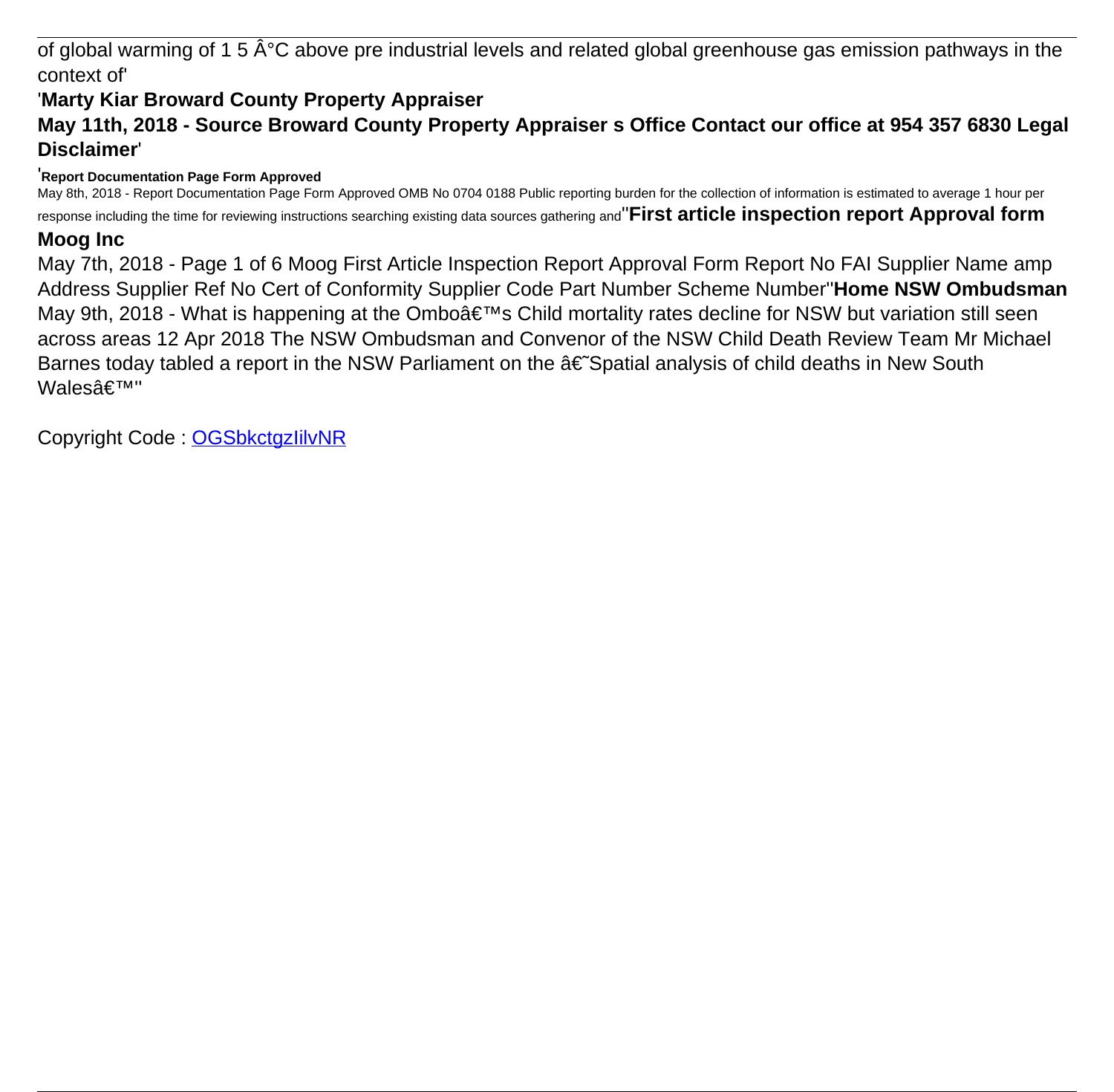of global warming of 1 5 Â°C above pre industrial levels and related global greenhouse gas emission pathways in the context of'

'**Marty Kiar Broward County Property Appraiser**

**May 11th, 2018 - Source Broward County Property Appraiser s Office Contact our office at 954 357 6830 Legal Disclaimer**'

'**Report Documentation Page Form Approved**

May 8th, 2018 - Report Documentation Page Form Approved OMB No 0704 0188 Public reporting burden for the collection of information is estimated to average 1 hour per response including the time for reviewing instructions searching existing data sources gathering and''**First article inspection report Approval form Moog Inc**

May 7th, 2018 - Page 1 of 6 Moog First Article Inspection Report Approval Form Report No FAI Supplier Name amp Address Supplier Ref No Cert of Conformity Supplier Code Part Number Scheme Number''**Home NSW Ombudsman**

May 9th, 2018 - What is happening at the Omboâ€™s Child mortality rates decline for NSW but variation still seen across areas 12 Apr 2018 The NSW Ombudsman and Convenor of the NSW Child Death Review Team Mr Michael Barnes today tabled a report in the NSW Parliament on the â€˜Spatial analysis of child deaths in New South Walesâ€™''

Copyright Code : OGSbkctgzIilvNR